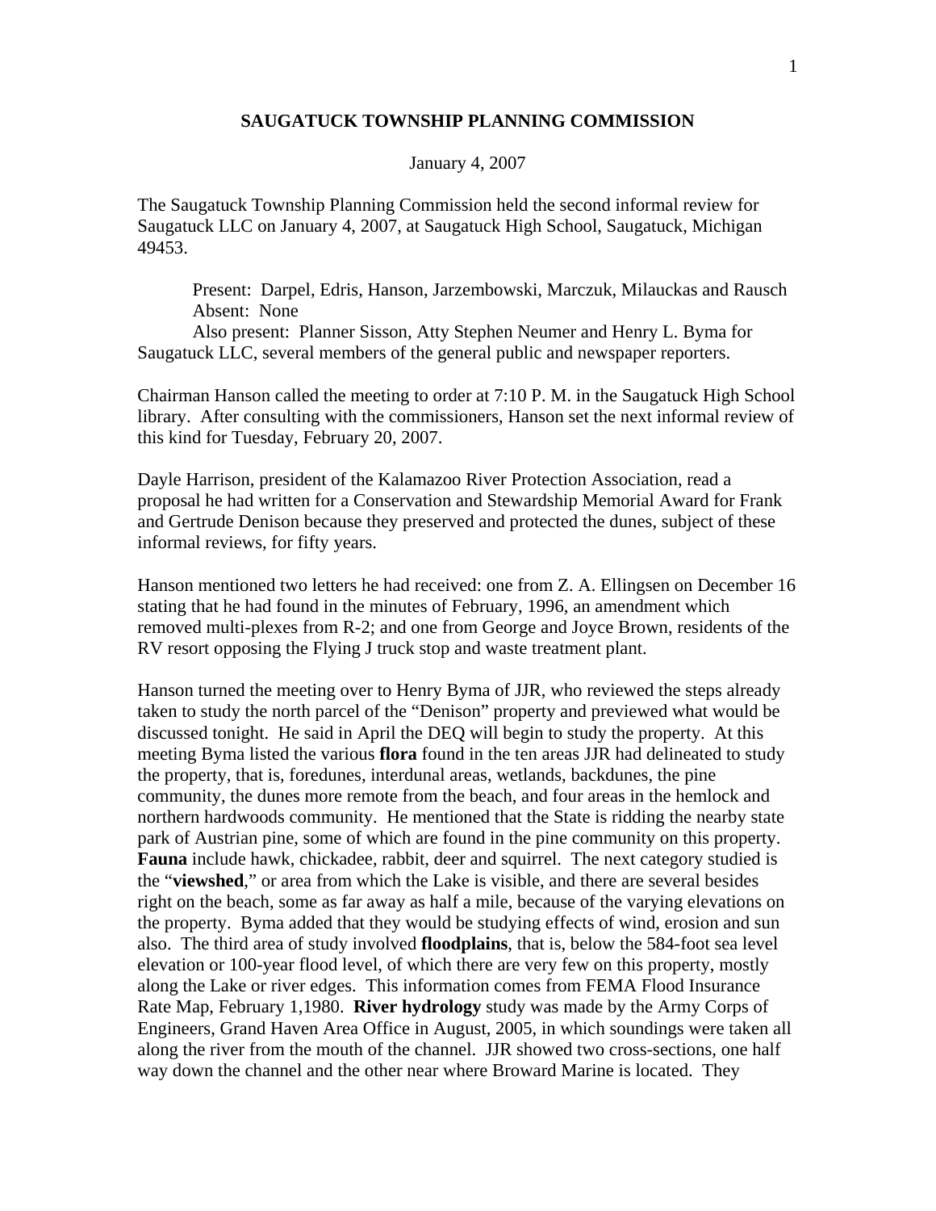# SAUGATUCK TOWNSHIP PLANNING COMMISSION

January 4, 2007

The Saugatuck Township Planning Commission held the second informal review for Saugatuck LLC on January 4, 2007, at Saugatuck High School, Saugatuck, Michigan 49453.

Present: Darpel, Edris, Hanson, Jarzembowski, Marczuk, Milauckas and Rausch
Absent: None
Also present: Planner Sisson, Atty Stephen Neumer and Henry L. Byma for Saugatuck LLC, several members of the general public and newspaper reporters.

Chairman Hanson called the meeting to order at 7:10 P. M. in the Saugatuck High School library. After consulting with the commissioners, Hanson set the next informal review of this kind for Tuesday, February 20, 2007.

Dayle Harrison, president of the Kalamazoo River Protection Association, read a proposal he had written for a Conservation and Stewardship Memorial Award for Frank and Gertrude Denison because they preserved and protected the dunes, subject of these informal reviews, for fifty years.

Hanson mentioned two letters he had received: one from Z. A. Ellingsen on December 16 stating that he had found in the minutes of February, 1996, an amendment which removed multi-plexes from R-2; and one from George and Joyce Brown, residents of the RV resort opposing the Flying J truck stop and waste treatment plant.

Hanson turned the meeting over to Henry Byma of JJR, who reviewed the steps already taken to study the north parcel of the "Denison" property and previewed what would be discussed tonight. He said in April the DEQ will begin to study the property. At this meeting Byma listed the various **flora** found in the ten areas JJR had delineated to study the property, that is, foredunes, interdunal areas, wetlands, backdunes, the pine community, the dunes more remote from the beach, and four areas in the hemlock and northern hardwoods community. He mentioned that the State is ridding the nearby state park of Austrian pine, some of which are found in the pine community on this property. **Fauna** include hawk, chickadee, rabbit, deer and squirrel. The next category studied is the "**viewshed**," or area from which the Lake is visible, and there are several besides right on the beach, some as far away as half a mile, because of the varying elevations on the property. Byma added that they would be studying effects of wind, erosion and sun also. The third area of study involved **floodplains**, that is, below the 584-foot sea level elevation or 100-year flood level, of which there are very few on this property, mostly along the Lake or river edges. This information comes from FEMA Flood Insurance Rate Map, February 1,1980. **River hydrology** study was made by the Army Corps of Engineers, Grand Haven Area Office in August, 2005, in which soundings were taken all along the river from the mouth of the channel. JJR showed two cross-sections, one half way down the channel and the other near where Broward Marine is located. They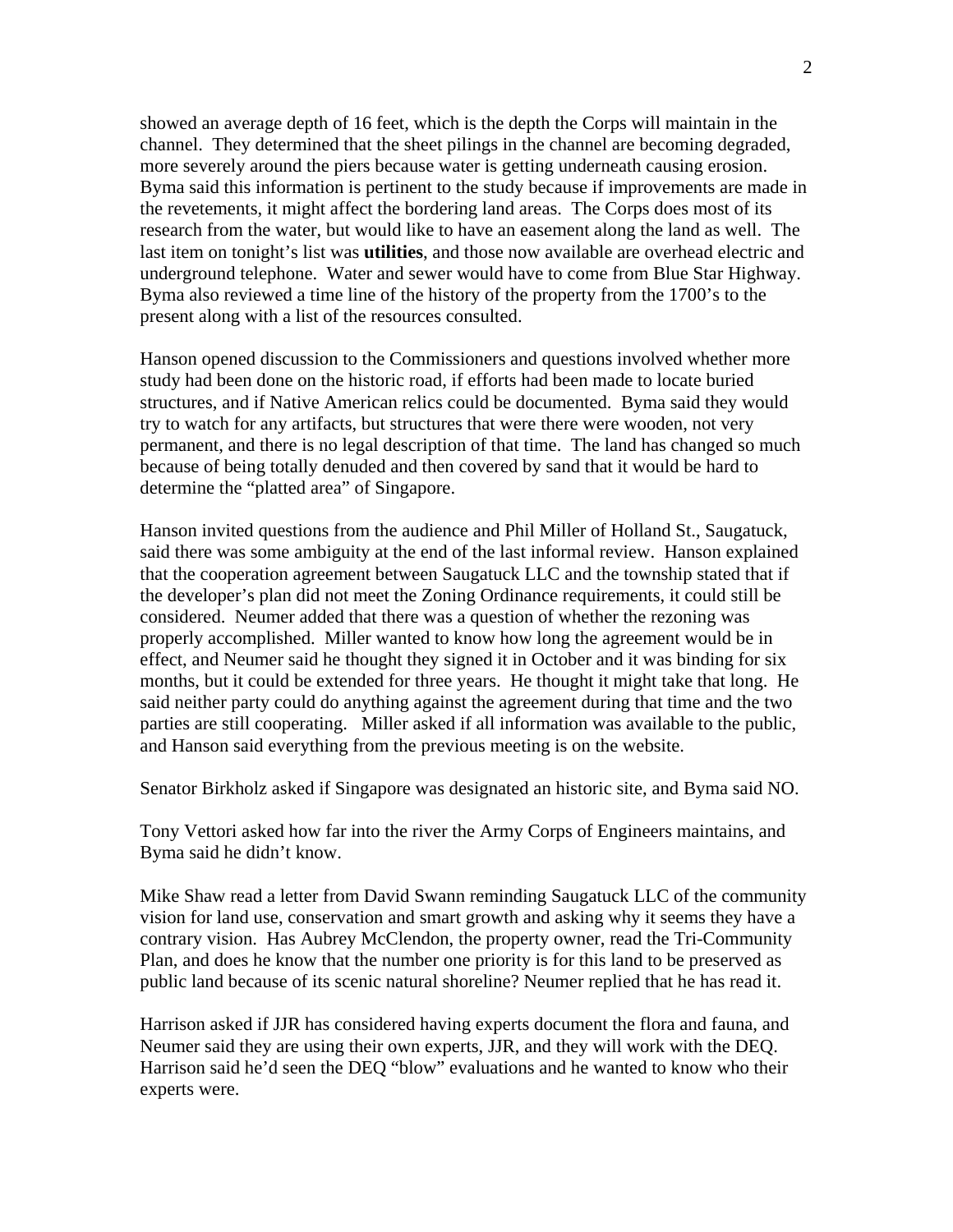showed an average depth of 16 feet, which is the depth the Corps will maintain in the channel. They determined that the sheet pilings in the channel are becoming degraded, more severely around the piers because water is getting underneath causing erosion. Byma said this information is pertinent to the study because if improvements are made in the revetements, it might affect the bordering land areas. The Corps does most of its research from the water, but would like to have an easement along the land as well. The last item on tonight's list was **utilities**, and those now available are overhead electric and underground telephone. Water and sewer would have to come from Blue Star Highway. Byma also reviewed a time line of the history of the property from the 1700's to the present along with a list of the resources consulted.

Hanson opened discussion to the Commissioners and questions involved whether more study had been done on the historic road, if efforts had been made to locate buried structures, and if Native American relics could be documented. Byma said they would try to watch for any artifacts, but structures that were there were wooden, not very permanent, and there is no legal description of that time. The land has changed so much because of being totally denuded and then covered by sand that it would be hard to determine the "platted area" of Singapore.

Hanson invited questions from the audience and Phil Miller of Holland St., Saugatuck, said there was some ambiguity at the end of the last informal review. Hanson explained that the cooperation agreement between Saugatuck LLC and the township stated that if the developer's plan did not meet the Zoning Ordinance requirements, it could still be considered. Neumer added that there was a question of whether the rezoning was properly accomplished. Miller wanted to know how long the agreement would be in effect, and Neumer said he thought they signed it in October and it was binding for six months, but it could be extended for three years. He thought it might take that long. He said neither party could do anything against the agreement during that time and the two parties are still cooperating. Miller asked if all information was available to the public, and Hanson said everything from the previous meeting is on the website.

Senator Birkholz asked if Singapore was designated an historic site, and Byma said NO.

Tony Vettori asked how far into the river the Army Corps of Engineers maintains, and Byma said he didn't know.

Mike Shaw read a letter from David Swann reminding Saugatuck LLC of the community vision for land use, conservation and smart growth and asking why it seems they have a contrary vision. Has Aubrey McClendon, the property owner, read the Tri-Community Plan, and does he know that the number one priority is for this land to be preserved as public land because of its scenic natural shoreline? Neumer replied that he has read it.

Harrison asked if JJR has considered having experts document the flora and fauna, and Neumer said they are using their own experts, JJR, and they will work with the DEQ. Harrison said he'd seen the DEQ "blow" evaluations and he wanted to know who their experts were.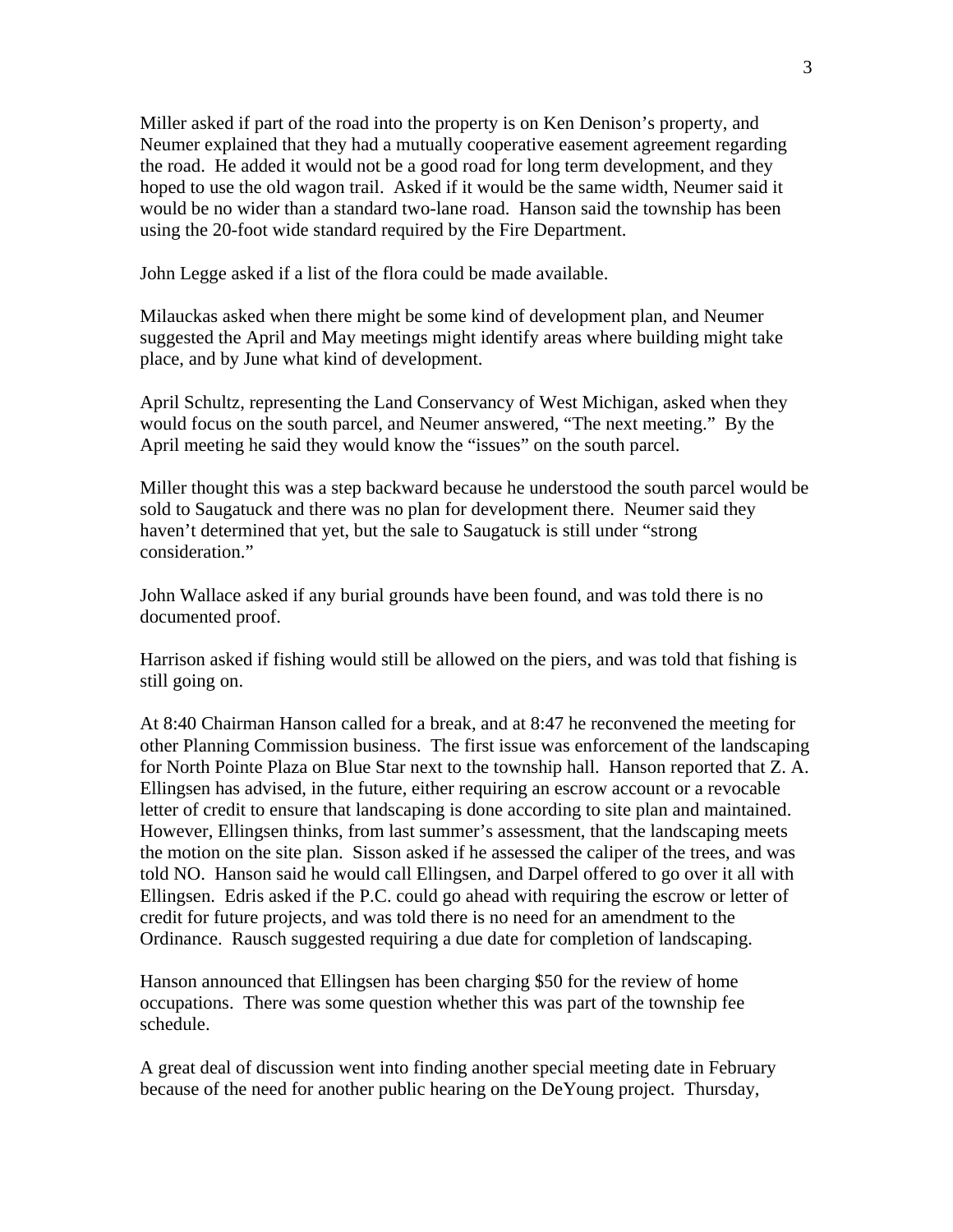Miller asked if part of the road into the property is on Ken Denison's property, and Neumer explained that they had a mutually cooperative easement agreement regarding the road. He added it would not be a good road for long term development, and they hoped to use the old wagon trail. Asked if it would be the same width, Neumer said it would be no wider than a standard two-lane road. Hanson said the township has been using the 20-foot wide standard required by the Fire Department.

John Legge asked if a list of the flora could be made available.

Milauckas asked when there might be some kind of development plan, and Neumer suggested the April and May meetings might identify areas where building might take place, and by June what kind of development.

April Schultz, representing the Land Conservancy of West Michigan, asked when they would focus on the south parcel, and Neumer answered, "The next meeting." By the April meeting he said they would know the "issues" on the south parcel.

Miller thought this was a step backward because he understood the south parcel would be sold to Saugatuck and there was no plan for development there. Neumer said they haven't determined that yet, but the sale to Saugatuck is still under "strong consideration."

John Wallace asked if any burial grounds have been found, and was told there is no documented proof.

Harrison asked if fishing would still be allowed on the piers, and was told that fishing is still going on.

At 8:40 Chairman Hanson called for a break, and at 8:47 he reconvened the meeting for other Planning Commission business. The first issue was enforcement of the landscaping for North Pointe Plaza on Blue Star next to the township hall. Hanson reported that Z. A. Ellingsen has advised, in the future, either requiring an escrow account or a revocable letter of credit to ensure that landscaping is done according to site plan and maintained. However, Ellingsen thinks, from last summer's assessment, that the landscaping meets the motion on the site plan. Sisson asked if he assessed the caliper of the trees, and was told NO. Hanson said he would call Ellingsen, and Darpel offered to go over it all with Ellingsen. Edris asked if the P.C. could go ahead with requiring the escrow or letter of credit for future projects, and was told there is no need for an amendment to the Ordinance. Rausch suggested requiring a due date for completion of landscaping.

Hanson announced that Ellingsen has been charging $50 for the review of home occupations. There was some question whether this was part of the township fee schedule.

A great deal of discussion went into finding another special meeting date in February because of the need for another public hearing on the DeYoung project. Thursday,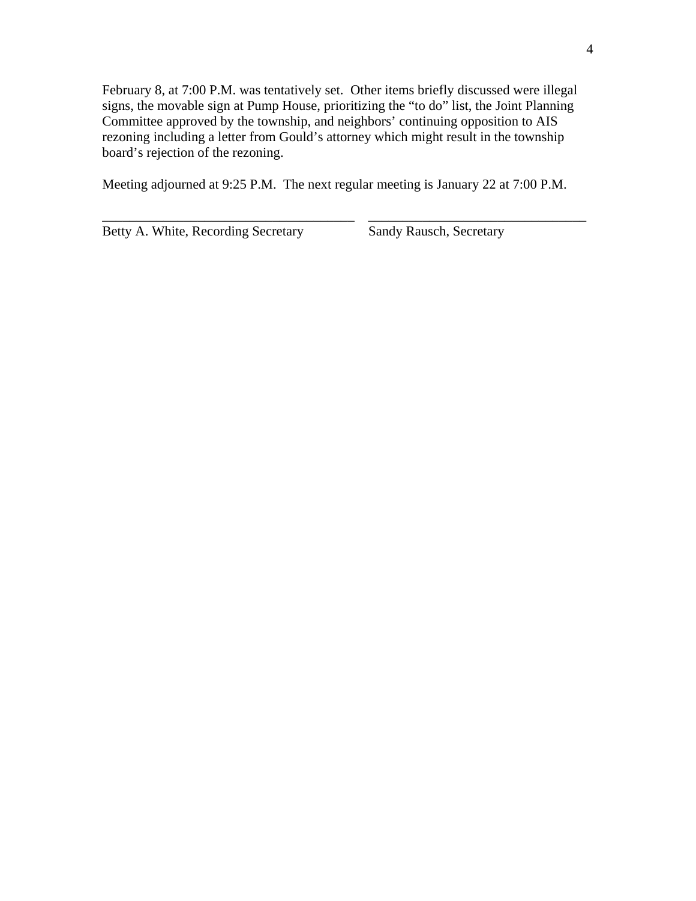February 8, at 7:00 P.M. was tentatively set. Other items briefly discussed were illegal signs, the movable sign at Pump House, prioritizing the "to do" list, the Joint Planning Committee approved by the township, and neighbors' continuing opposition to AIS rezoning including a letter from Gould's attorney which might result in the township board's rejection of the rezoning.

Meeting adjourned at 9:25 P.M. The next regular meeting is January 22 at 7:00 P.M.

______________________________________ ________________________________

Betty A. White, Recording Secretary Sandy Rausch, Secretary